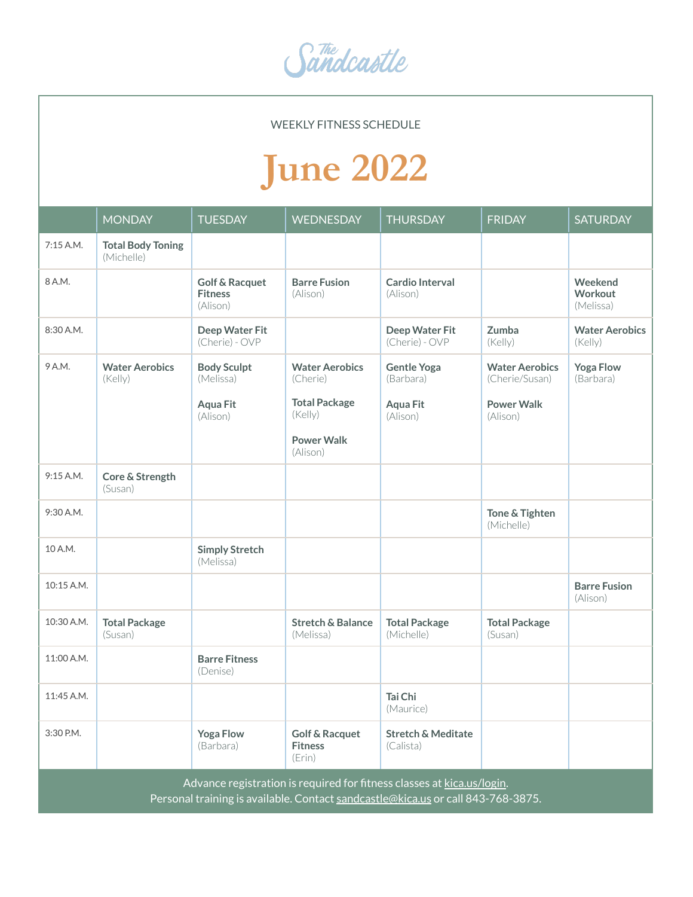The Sandcastle

WEEKLY FITNESS SCHEDULE

# June 2022

| | MONDAY | TUESDAY | WEDNESDAY | THURSDAY | FRIDAY | SATURDAY |
|---|---|---|---|---|---|---|
| 7:15 A.M. | **Total Body Toning** (Michelle) | | | | | |
| 8 A.M. | | **Golf & Racquet Fitness** (Alison) | **Barre Fusion** (Alison) | **Cardio Interval** (Alison) | | **Weekend Workout** (Melissa) |
| 8:30 A.M. | | **Deep Water Fit** (Cherie) - OVP | | **Deep Water Fit** (Cherie) - OVP | **Zumba** (Kelly) | **Water Aerobics** (Kelly) |
| 9 A.M. | **Water Aerobics** (Kelly) | **Body Sculpt** (Melissa)<br>**Aqua Fit** (Alison) | **Water Aerobics** (Cherie)<br>**Total Package** (Kelly)<br>**Power Walk** (Alison) | **Gentle Yoga** (Barbara)<br>**Aqua Fit** (Alison) | **Water Aerobics** (Cherie/Susan)<br>**Power Walk** (Alison) | **Yoga Flow** (Barbara) |
| 9:15 A.M. | **Core & Strength** (Susan) | | | | | |
| 9:30 A.M. | | | | | **Tone & Tighten** (Michelle) | |
| 10 A.M. | | **Simply Stretch** (Melissa) | | | | |
| 10:15 A.M. | | | | | | **Barre Fusion** (Alison) |
| 10:30 A.M. | **Total Package** (Susan) | | **Stretch & Balance** (Melissa) | **Total Package** (Michelle) | **Total Package** (Susan) | |
| 11:00 A.M. | | **Barre Fitness** (Denise) | | | | |
| 11:45 A.M. | | | | **Tai Chi** (Maurice) | | |
| 3:30 P.M. | | **Yoga Flow** (Barbara) | **Golf & Racquet Fitness** (Erin) | **Stretch & Meditate** (Calista) | | |

Advance registration is required for fitness classes at kica.us/login.
Personal training is available. Contact sandcastle@kica.us or call 843-768-3875.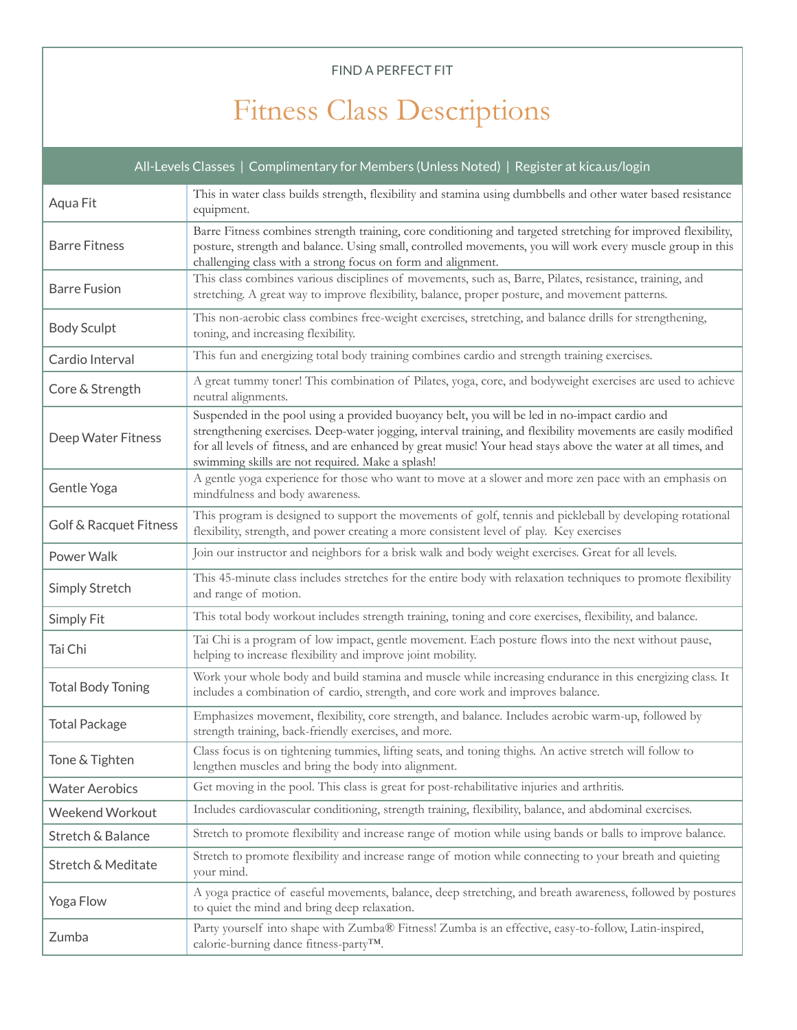FIND A PERFECT FIT

# Fitness Class Descriptions

| All-Levels Classes \| Complimentary for Members (Unless Noted) \| Register at kica.us/login | |
|---|---|
| Aqua Fit | This in water class builds strength, flexibility and stamina using dumbbells and other water based resistance equipment. |
| Barre Fitness | Barre Fitness combines strength training, core conditioning and targeted stretching for improved flexibility, posture, strength and balance. Using small, controlled movements, you will work every muscle group in this challenging class with a strong focus on form and alignment. |
| Barre Fusion | This class combines various disciplines of movements, such as, Barre, Pilates, resistance, training, and stretching. A great way to improve flexibility, balance, proper posture, and movement patterns. |
| Body Sculpt | This non-aerobic class combines free-weight exercises, stretching, and balance drills for strengthening, toning, and increasing flexibility. |
| Cardio Interval | This fun and energizing total body training combines cardio and strength training exercises. |
| Core & Strength | A great tummy toner! This combination of Pilates, yoga, core, and bodyweight exercises are used to achieve neutral alignments. |
| Deep Water Fitness | Suspended in the pool using a provided buoyancy belt, you will be led in no-impact cardio and strengthening exercises. Deep-water jogging, interval training, and flexibility movements are easily modified for all levels of fitness, and are enhanced by great music! Your head stays above the water at all times, and swimming skills are not required. Make a splash! |
| Gentle Yoga | A gentle yoga experience for those who want to move at a slower and more zen pace with an emphasis on mindfulness and body awareness. |
| Golf & Racquet Fitness | This program is designed to support the movements of golf, tennis and pickleball by developing rotational flexibility, strength, and power creating a more consistent level of play. Key exercises |
| Power Walk | Join our instructor and neighbors for a brisk walk and body weight exercises. Great for all levels. |
| Simply Stretch | This 45-minute class includes stretches for the entire body with relaxation techniques to promote flexibility and range of motion. |
| Simply Fit | This total body workout includes strength training, toning and core exercises, flexibility, and balance. |
| Tai Chi | Tai Chi is a program of low impact, gentle movement. Each posture flows into the next without pause, helping to increase flexibility and improve joint mobility. |
| Total Body Toning | Work your whole body and build stamina and muscle while increasing endurance in this energizing class. It includes a combination of cardio, strength, and core work and improves balance. |
| Total Package | Emphasizes movement, flexibility, core strength, and balance. Includes aerobic warm-up, followed by strength training, back-friendly exercises, and more. |
| Tone & Tighten | Class focus is on tightening tummies, lifting seats, and toning thighs. An active stretch will follow to lengthen muscles and bring the body into alignment. |
| Water Aerobics | Get moving in the pool. This class is great for post-rehabilitative injuries and arthritis. |
| Weekend Workout | Includes cardiovascular conditioning, strength training, flexibility, balance, and abdominal exercises. |
| Stretch & Balance | Stretch to promote flexibility and increase range of motion while using bands or balls to improve balance. |
| Stretch & Meditate | Stretch to promote flexibility and increase range of motion while connecting to your breath and quieting your mind. |
| Yoga Flow | A yoga practice of easeful movements, balance, deep stretching, and breath awareness, followed by postures to quiet the mind and bring deep relaxation. |
| Zumba | Party yourself into shape with Zumba® Fitness! Zumba is an effective, easy-to-follow, Latin-inspired, calorie-burning dance fitness-party™. |